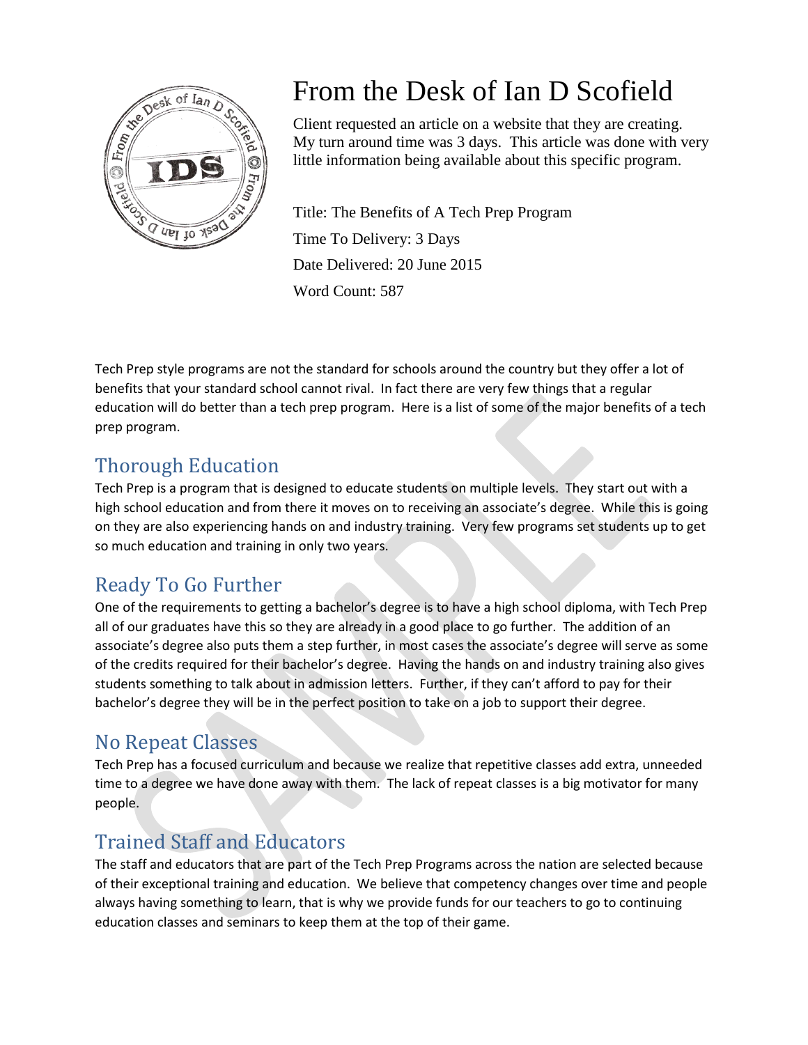# From the Desk of Ian D Scofield

Client requested an article on a website that they are creating. My turn around time was 3 days. This article was done with very little information being available about this specific program.

Title: The Benefits of A Tech Prep Program

Time To Delivery: 3 Days

Date Delivered: 20 June 2015

Word Count: 587

Tech Prep style programs are not the standard for schools around the country but they offer a lot of benefits that your standard school cannot rival. In fact there are very few things that a regular education will do better than a tech prep program. Here is a list of some of the major benefits of a tech prep program.

## Thorough Education

Tech Prep is a program that is designed to educate students on multiple levels. They start out with a high school education and from there it moves on to receiving an associate's degree. While this is going on they are also experiencing hands on and industry training. Very few programs set students up to get so much education and training in only two years.

## Ready To Go Further

One of the requirements to getting a bachelor's degree is to have a high school diploma, with Tech Prep all of our graduates have this so they are already in a good place to go further. The addition of an associate's degree also puts them a step further, in most cases the associate's degree will serve as some of the credits required for their bachelor's degree. Having the hands on and industry training also gives students something to talk about in admission letters. Further, if they can't afford to pay for their bachelor's degree they will be in the perfect position to take on a job to support their degree.

## No Repeat Classes

Tech Prep has a focused curriculum and because we realize that repetitive classes add extra, unneeded time to a degree we have done away with them. The lack of repeat classes is a big motivator for many people.

## Trained Staff and Educators

The staff and educators that are part of the Tech Prep Programs across the nation are selected because of their exceptional training and education. We believe that competency changes over time and people always having something to learn, that is why we provide funds for our teachers to go to continuing education classes and seminars to keep them at the top of their game.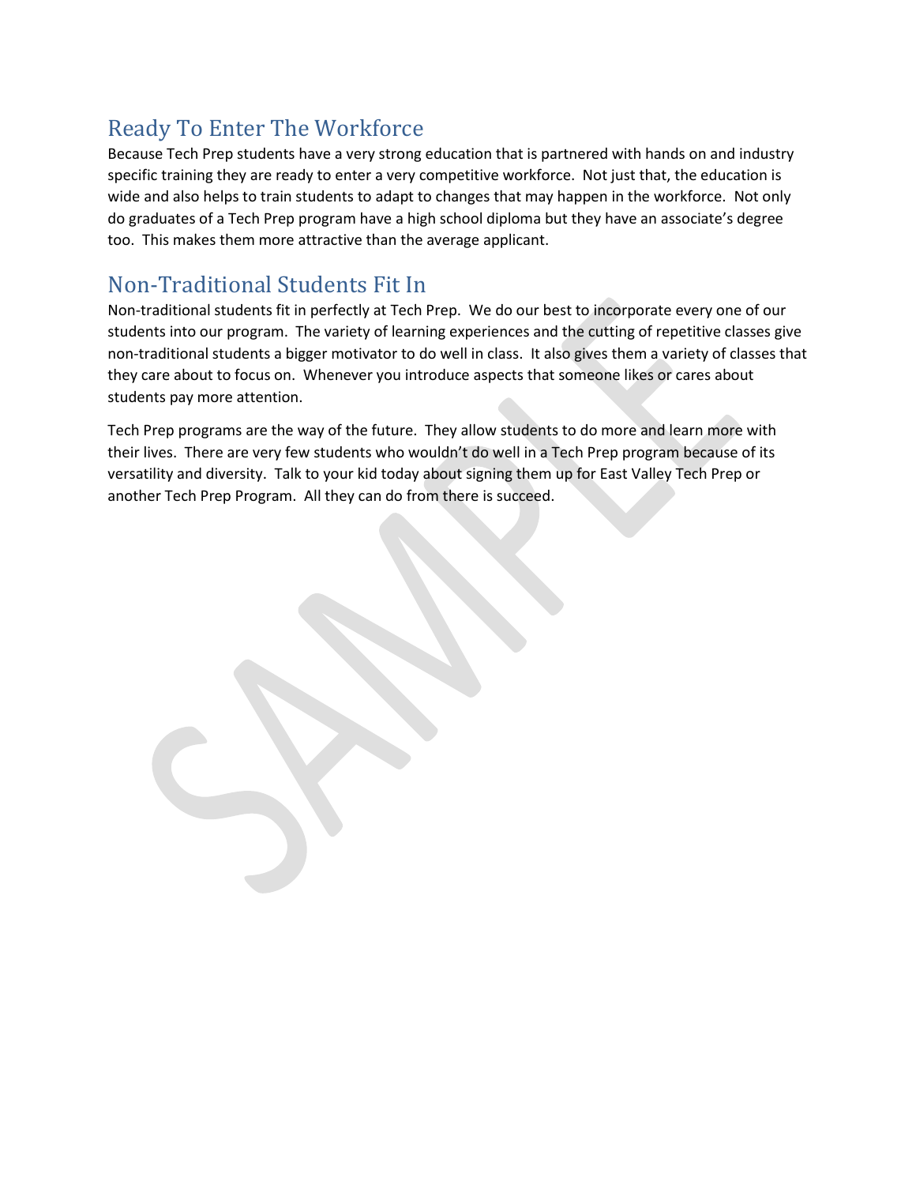## Ready To Enter The Workforce

Because Tech Prep students have a very strong education that is partnered with hands on and industry specific training they are ready to enter a very competitive workforce. Not just that, the education is wide and also helps to train students to adapt to changes that may happen in the workforce. Not only do graduates of a Tech Prep program have a high school diploma but they have an associate's degree too. This makes them more attractive than the average applicant.

## Non-Traditional Students Fit In

Non-traditional students fit in perfectly at Tech Prep. We do our best to incorporate every one of our students into our program. The variety of learning experiences and the cutting of repetitive classes give non-traditional students a bigger motivator to do well in class. It also gives them a variety of classes that they care about to focus on. Whenever you introduce aspects that someone likes or cares about students pay more attention.

Tech Prep programs are the way of the future. They allow students to do more and learn more with their lives. There are very few students who wouldn't do well in a Tech Prep program because of its versatility and diversity. Talk to your kid today about signing them up for East Valley Tech Prep or another Tech Prep Program. All they can do from there is succeed.